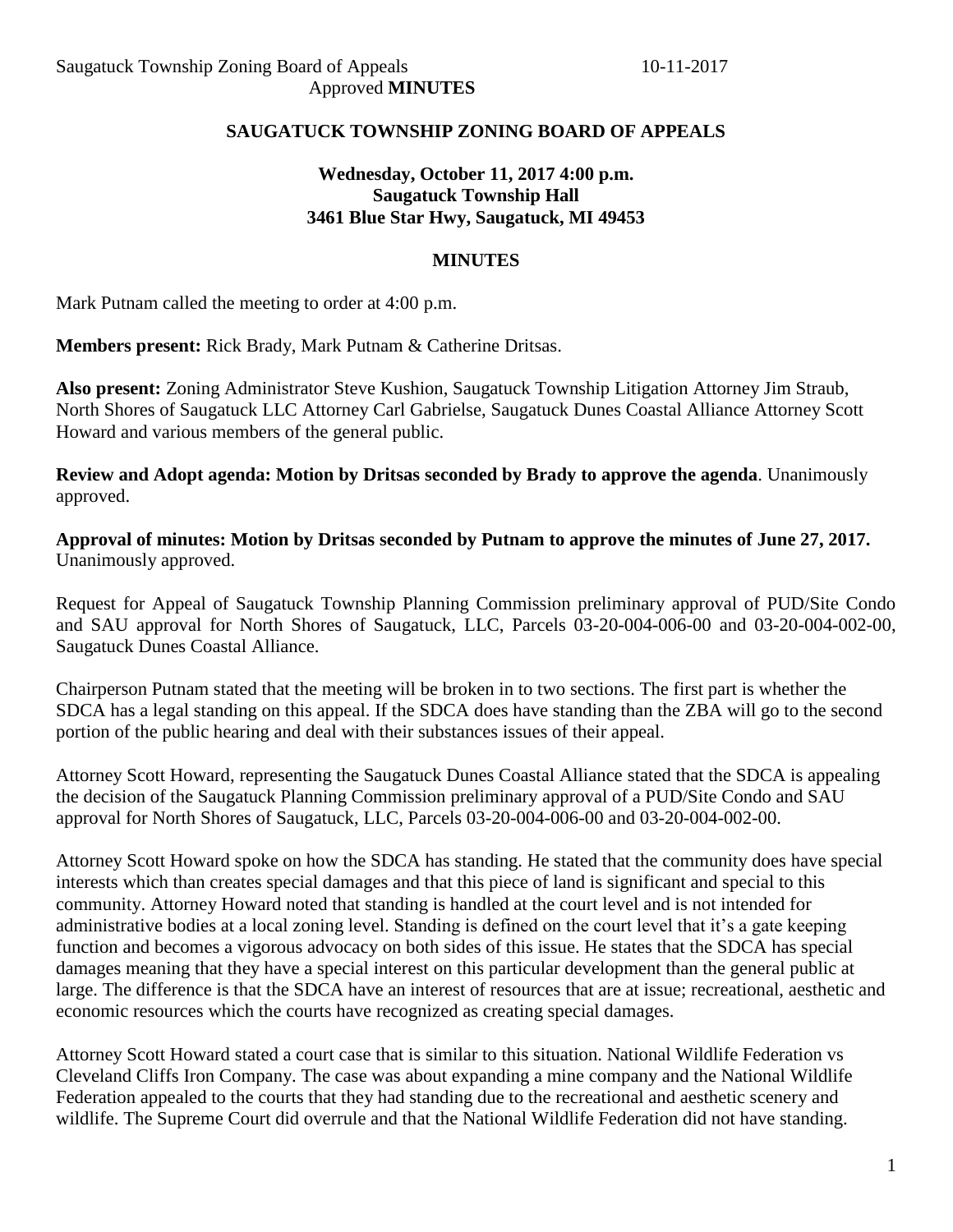# SAUGATUCK TOWNSHIP ZONING BOARD OF APPEALS

**Wednesday, October 11, 2017 4:00 p.m.**
**Saugatuck Township Hall**
**3461 Blue Star Hwy, Saugatuck, MI 49453**

## MINUTES

Mark Putnam called the meeting to order at 4:00 p.m.

**Members present:** Rick Brady, Mark Putnam & Catherine Dritsas.

**Also present:** Zoning Administrator Steve Kushion, Saugatuck Township Litigation Attorney Jim Straub, North Shores of Saugatuck LLC Attorney Carl Gabrielse, Saugatuck Dunes Coastal Alliance Attorney Scott Howard and various members of the general public.

**Review and Adopt agenda: Motion by Dritsas seconded by Brady to approve the agenda**. Unanimously approved.

**Approval of minutes: Motion by Dritsas seconded by Putnam to approve the minutes of June 27, 2017.** Unanimously approved.

Request for Appeal of Saugatuck Township Planning Commission preliminary approval of PUD/Site Condo and SAU approval for North Shores of Saugatuck, LLC, Parcels 03-20-004-006-00 and 03-20-004-002-00, Saugatuck Dunes Coastal Alliance.

Chairperson Putnam stated that the meeting will be broken in to two sections. The first part is whether the SDCA has a legal standing on this appeal. If the SDCA does have standing than the ZBA will go to the second portion of the public hearing and deal with their substances issues of their appeal.

Attorney Scott Howard, representing the Saugatuck Dunes Coastal Alliance stated that the SDCA is appealing the decision of the Saugatuck Planning Commission preliminary approval of a PUD/Site Condo and SAU approval for North Shores of Saugatuck, LLC, Parcels 03-20-004-006-00 and 03-20-004-002-00.

Attorney Scott Howard spoke on how the SDCA has standing. He stated that the community does have special interests which than creates special damages and that this piece of land is significant and special to this community. Attorney Howard noted that standing is handled at the court level and is not intended for administrative bodies at a local zoning level. Standing is defined on the court level that it's a gate keeping function and becomes a vigorous advocacy on both sides of this issue. He states that the SDCA has special damages meaning that they have a special interest on this particular development than the general public at large. The difference is that the SDCA have an interest of resources that are at issue; recreational, aesthetic and economic resources which the courts have recognized as creating special damages.

Attorney Scott Howard stated a court case that is similar to this situation. National Wildlife Federation vs Cleveland Cliffs Iron Company. The case was about expanding a mine company and the National Wildlife Federation appealed to the courts that they had standing due to the recreational and aesthetic scenery and wildlife. The Supreme Court did overrule and that the National Wildlife Federation did not have standing.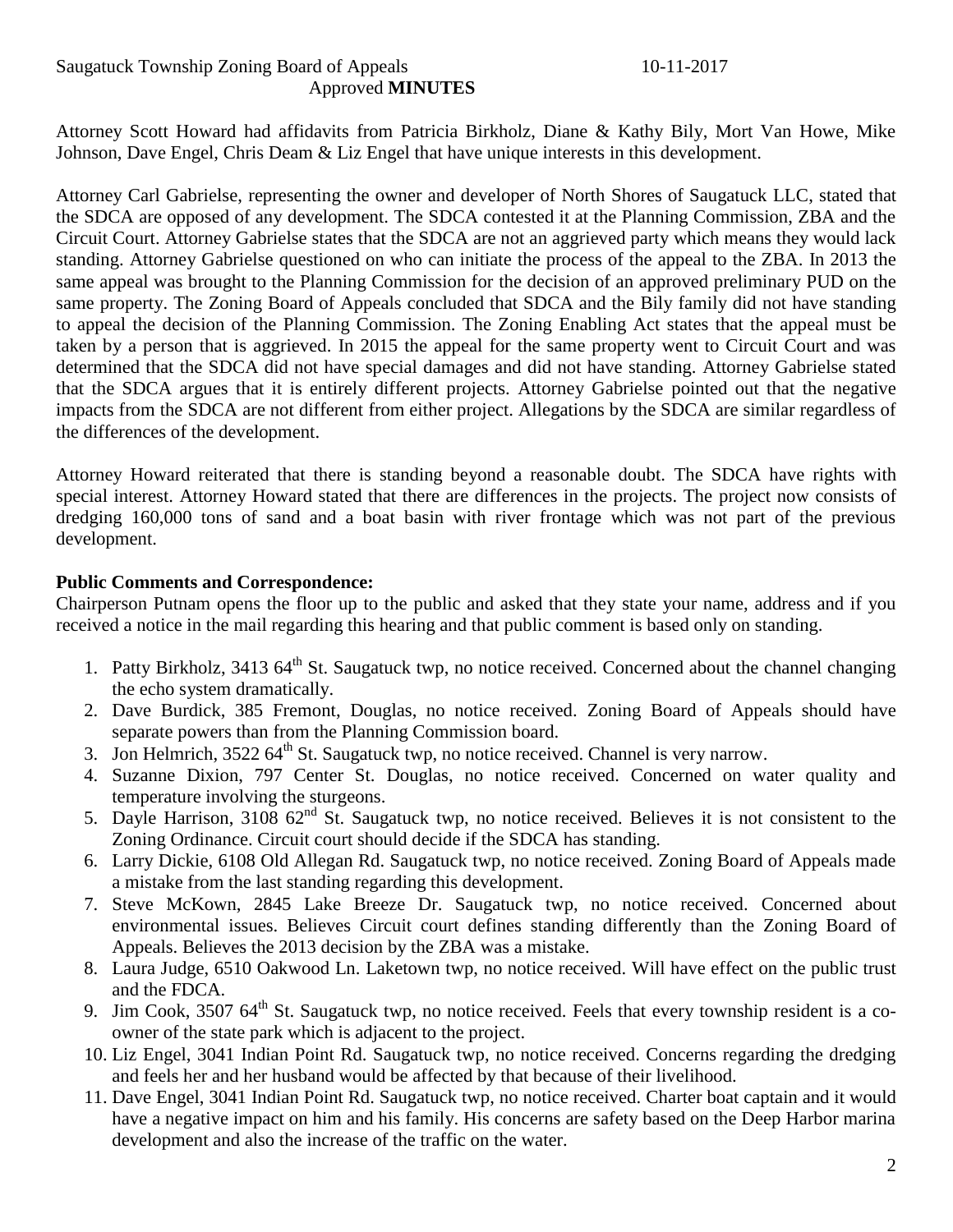Attorney Scott Howard had affidavits from Patricia Birkholz, Diane & Kathy Bily, Mort Van Howe, Mike Johnson, Dave Engel, Chris Deam & Liz Engel that have unique interests in this development.

Attorney Carl Gabrielse, representing the owner and developer of North Shores of Saugatuck LLC, stated that the SDCA are opposed of any development. The SDCA contested it at the Planning Commission, ZBA and the Circuit Court. Attorney Gabrielse states that the SDCA are not an aggrieved party which means they would lack standing. Attorney Gabrielse questioned on who can initiate the process of the appeal to the ZBA. In 2013 the same appeal was brought to the Planning Commission for the decision of an approved preliminary PUD on the same property. The Zoning Board of Appeals concluded that SDCA and the Bily family did not have standing to appeal the decision of the Planning Commission. The Zoning Enabling Act states that the appeal must be taken by a person that is aggrieved. In 2015 the appeal for the same property went to Circuit Court and was determined that the SDCA did not have special damages and did not have standing. Attorney Gabrielse stated that the SDCA argues that it is entirely different projects. Attorney Gabrielse pointed out that the negative impacts from the SDCA are not different from either project. Allegations by the SDCA are similar regardless of the differences of the development.

Attorney Howard reiterated that there is standing beyond a reasonable doubt. The SDCA have rights with special interest. Attorney Howard stated that there are differences in the projects. The project now consists of dredging 160,000 tons of sand and a boat basin with river frontage which was not part of the previous development.

**Public Comments and Correspondence:**

Chairperson Putnam opens the floor up to the public and asked that they state your name, address and if you received a notice in the mail regarding this hearing and that public comment is based only on standing.

1. Patty Birkholz, 3413 64th St. Saugatuck twp, no notice received. Concerned about the channel changing the echo system dramatically.
2. Dave Burdick, 385 Fremont, Douglas, no notice received. Zoning Board of Appeals should have separate powers than from the Planning Commission board.
3. Jon Helmrich, 3522 64th St. Saugatuck twp, no notice received. Channel is very narrow.
4. Suzanne Dixion, 797 Center St. Douglas, no notice received. Concerned on water quality and temperature involving the sturgeons.
5. Dayle Harrison, 3108 62nd St. Saugatuck twp, no notice received. Believes it is not consistent to the Zoning Ordinance. Circuit court should decide if the SDCA has standing.
6. Larry Dickie, 6108 Old Allegan Rd. Saugatuck twp, no notice received. Zoning Board of Appeals made a mistake from the last standing regarding this development.
7. Steve McKown, 2845 Lake Breeze Dr. Saugatuck twp, no notice received. Concerned about environmental issues. Believes Circuit court defines standing differently than the Zoning Board of Appeals. Believes the 2013 decision by the ZBA was a mistake.
8. Laura Judge, 6510 Oakwood Ln. Laketown twp, no notice received. Will have effect on the public trust and the FDCA.
9. Jim Cook, 3507 64th St. Saugatuck twp, no notice received. Feels that every township resident is a co-owner of the state park which is adjacent to the project.
10. Liz Engel, 3041 Indian Point Rd. Saugatuck twp, no notice received. Concerns regarding the dredging and feels her and her husband would be affected by that because of their livelihood.
11. Dave Engel, 3041 Indian Point Rd. Saugatuck twp, no notice received. Charter boat captain and it would have a negative impact on him and his family. His concerns are safety based on the Deep Harbor marina development and also the increase of the traffic on the water.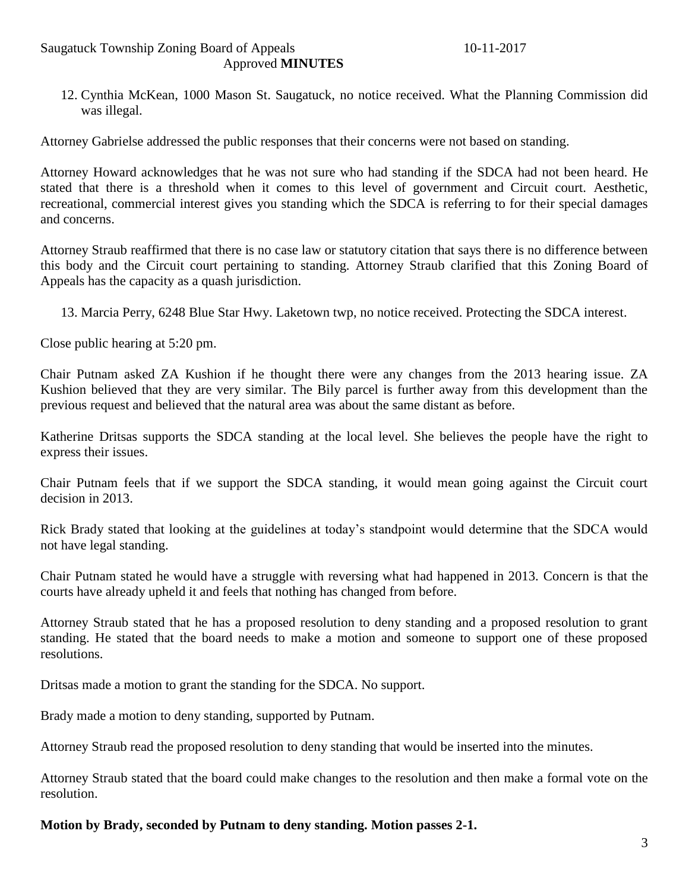12. Cynthia McKean, 1000 Mason St. Saugatuck, no notice received. What the Planning Commission did was illegal.

Attorney Gabrielse addressed the public responses that their concerns were not based on standing.

Attorney Howard acknowledges that he was not sure who had standing if the SDCA had not been heard. He stated that there is a threshold when it comes to this level of government and Circuit court. Aesthetic, recreational, commercial interest gives you standing which the SDCA is referring to for their special damages and concerns.

Attorney Straub reaffirmed that there is no case law or statutory citation that says there is no difference between this body and the Circuit court pertaining to standing. Attorney Straub clarified that this Zoning Board of Appeals has the capacity as a quash jurisdiction.

13. Marcia Perry, 6248 Blue Star Hwy. Laketown twp, no notice received. Protecting the SDCA interest.

Close public hearing at 5:20 pm.

Chair Putnam asked ZA Kushion if he thought there were any changes from the 2013 hearing issue. ZA Kushion believed that they are very similar. The Bily parcel is further away from this development than the previous request and believed that the natural area was about the same distant as before.

Katherine Dritsas supports the SDCA standing at the local level. She believes the people have the right to express their issues.

Chair Putnam feels that if we support the SDCA standing, it would mean going against the Circuit court decision in 2013.

Rick Brady stated that looking at the guidelines at today's standpoint would determine that the SDCA would not have legal standing.

Chair Putnam stated he would have a struggle with reversing what had happened in 2013. Concern is that the courts have already upheld it and feels that nothing has changed from before.

Attorney Straub stated that he has a proposed resolution to deny standing and a proposed resolution to grant standing. He stated that the board needs to make a motion and someone to support one of these proposed resolutions.

Dritsas made a motion to grant the standing for the SDCA. No support.

Brady made a motion to deny standing, supported by Putnam.

Attorney Straub read the proposed resolution to deny standing that would be inserted into the minutes.

Attorney Straub stated that the board could make changes to the resolution and then make a formal vote on the resolution.

**Motion by Brady, seconded by Putnam to deny standing. Motion passes 2-1.**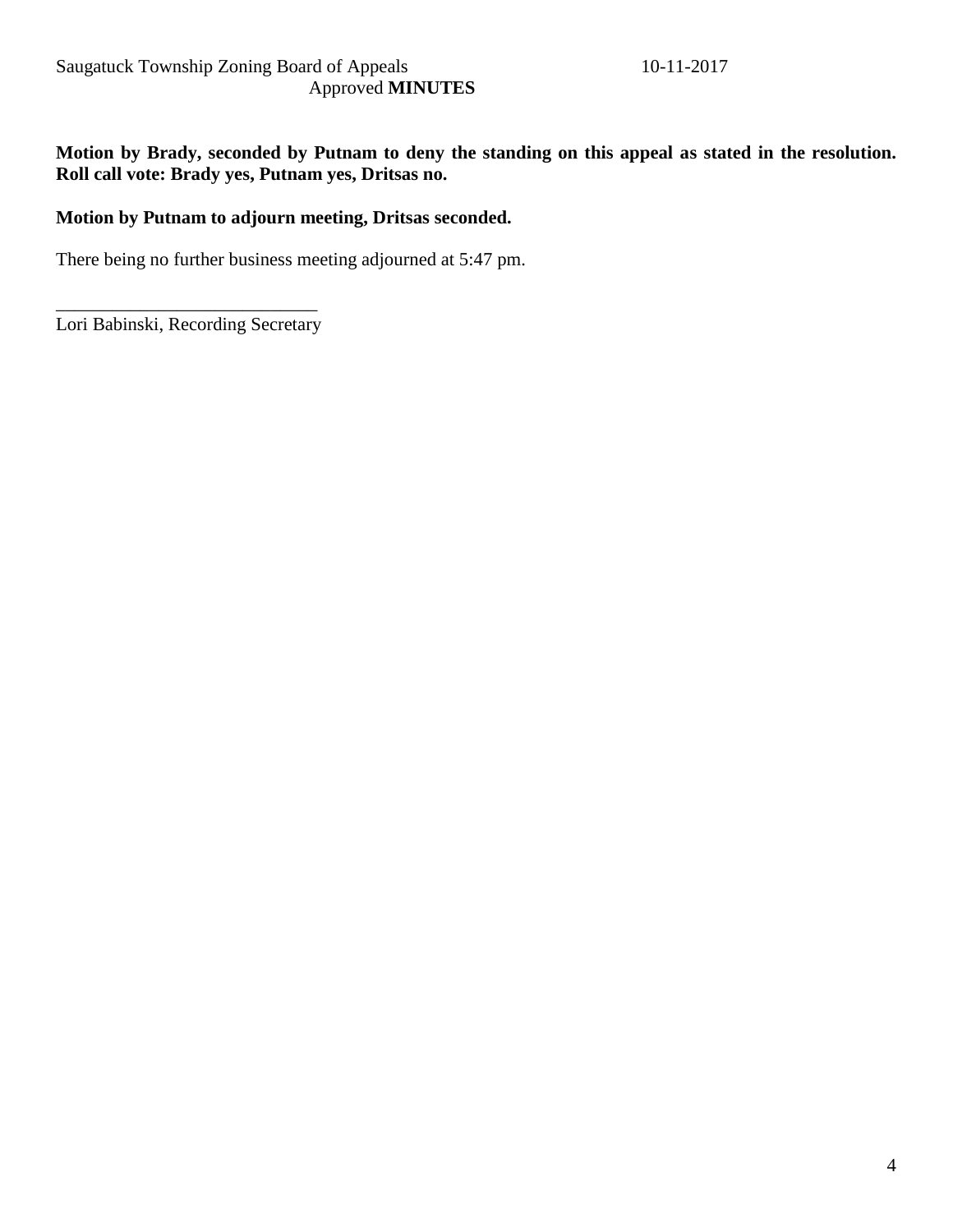**Motion by Brady, seconded by Putnam to deny the standing on this appeal as stated in the resolution. Roll call vote: Brady yes, Putnam yes, Dritsas no.**

**Motion by Putnam to adjourn meeting, Dritsas seconded.**

There being no further business meeting adjourned at 5:47 pm.

\_\_\_\_\_\_\_\_\_\_\_\_\_\_\_\_\_\_\_\_\_\_\_\_\_\_\_\_\_\_
Lori Babinski, Recording Secretary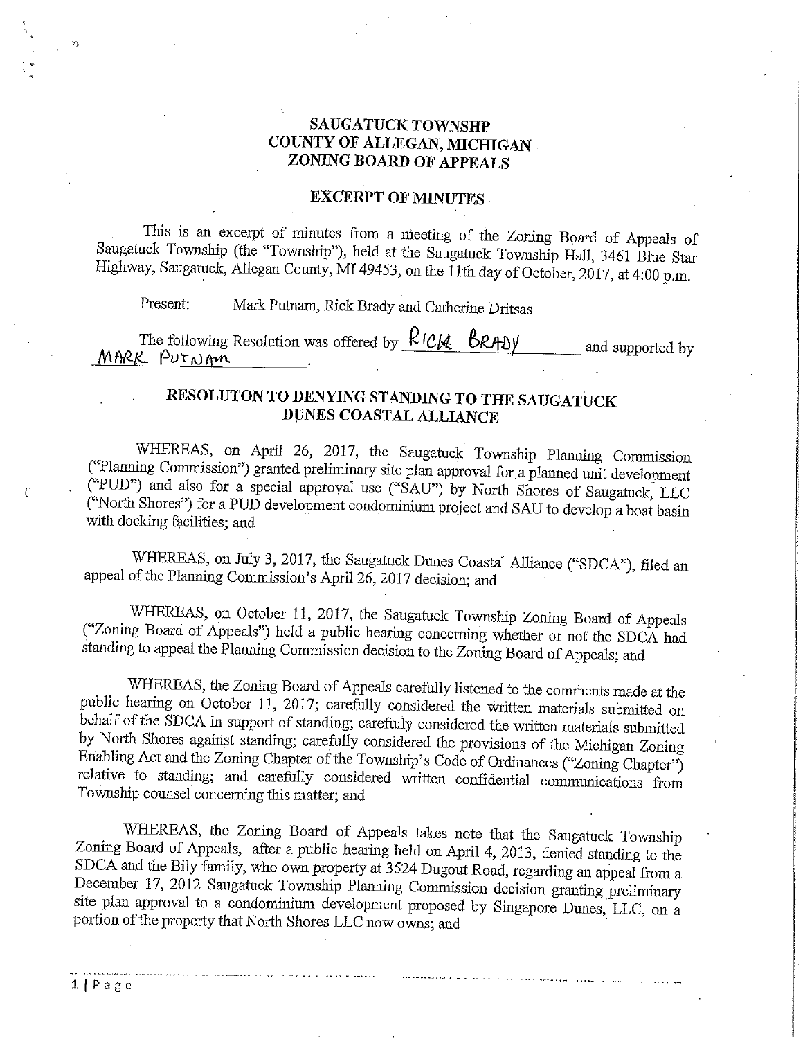# SAUGATUCK TOWNSHP
# COUNTY OF ALLEGAN, MICHIGAN
# ZONING BOARD OF APPEALS

## EXCERPT OF MINUTES

This is an excerpt of minutes from a meeting of the Zoning Board of Appeals of Saugatuck Township (the "Township"), held at the Saugatuck Township Hall, 3461 Blue Star Highway, Saugatuck, Allegan County, MI 49453, on the 11th day of October, 2017, at 4:00 p.m.

Present: Mark Putnam, Rick Brady and Catherine Dritsas

The following Resolution was offered by RICK BRADY and supported by MARK PUTNAM.

## RESOLUTON TO DENYING STANDING TO THE SAUGATUCK DUNES COASTAL ALLIANCE

WHEREAS, on April 26, 2017, the Saugatuck Township Planning Commission ("Planning Commission") granted preliminary site plan approval for a planned unit development ("PUD") and also for a special approval use ("SAU") by North Shores of Saugatuck, LLC ("North Shores") for a PUD development condominium project and SAU to develop a boat basin with docking facilities; and

WHEREAS, on July 3, 2017, the Saugatuck Dunes Coastal Alliance ("SDCA"), filed an appeal of the Planning Commission's April 26, 2017 decision; and

WHEREAS, on October 11, 2017, the Saugatuck Township Zoning Board of Appeals ("Zoning Board of Appeals") held a public hearing concerning whether or not the SDCA had standing to appeal the Planning Commission decision to the Zoning Board of Appeals; and

WHEREAS, the Zoning Board of Appeals carefully listened to the comments made at the public hearing on October 11, 2017; carefully considered the written materials submitted on behalf of the SDCA in support of standing; carefully considered the written materials submitted by North Shores against standing; carefully considered the provisions of the Michigan Zoning Enabling Act and the Zoning Chapter of the Township's Code of Ordinances ("Zoning Chapter") relative to standing; and carefully considered written confidential communications from Township counsel concerning this matter; and

WHEREAS, the Zoning Board of Appeals takes note that the Saugatuck Township Zoning Board of Appeals, after a public hearing held on April 4, 2013, denied standing to the SDCA and the Bily family, who own property at 3524 Dugout Road, regarding an appeal from a December 17, 2012 Saugatuck Township Planning Commission decision granting preliminary site plan approval to a condominium development proposed by Singapore Dunes, LLC, on a portion of the property that North Shores LLC now owns; and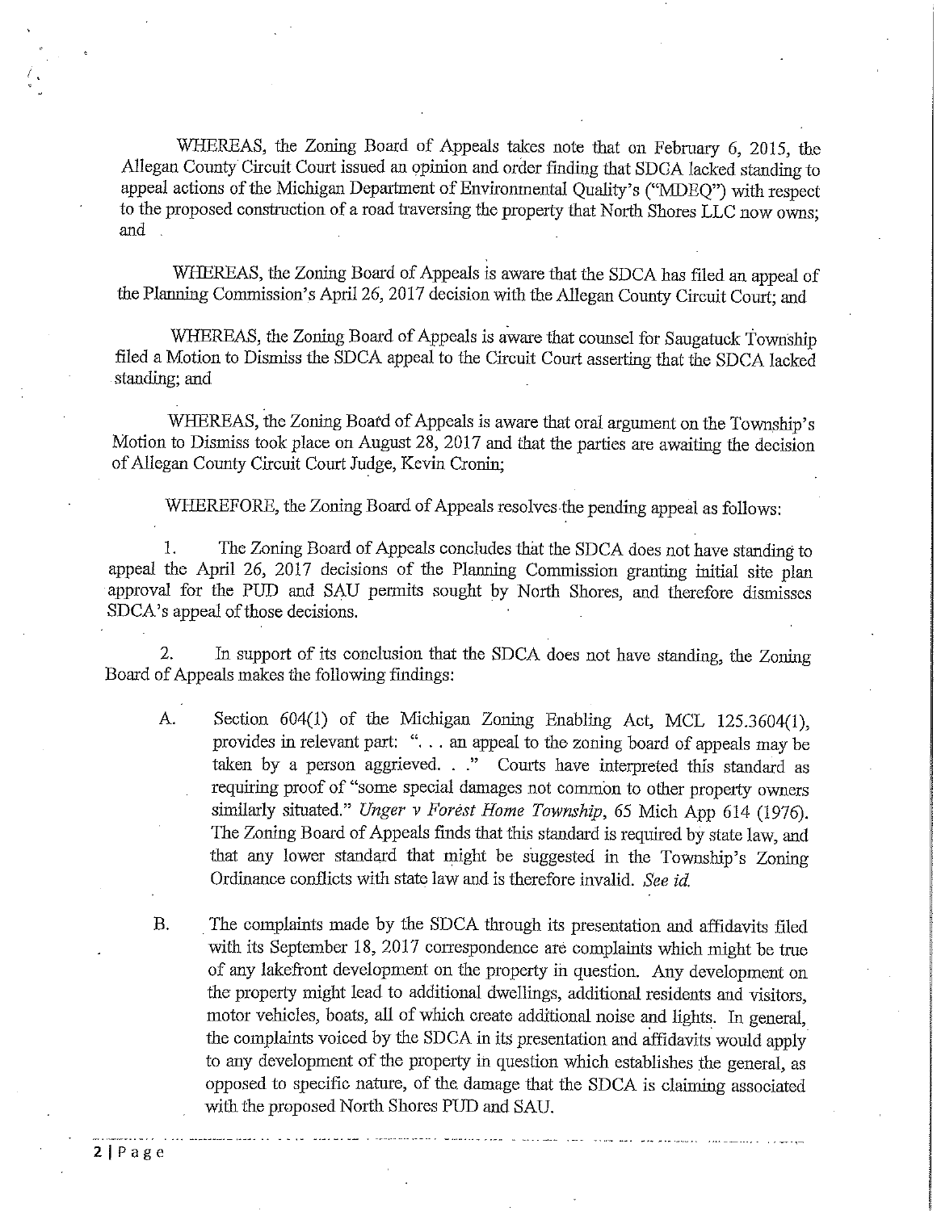WHEREAS, the Zoning Board of Appeals takes note that on February 6, 2015, the Allegan County Circuit Court issued an opinion and order finding that SDCA lacked standing to appeal actions of the Michigan Department of Environmental Quality's ("MDEQ") with respect to the proposed construction of a road traversing the property that North Shores LLC now owns; and

WHEREAS, the Zoning Board of Appeals is aware that the SDCA has filed an appeal of the Planning Commission's April 26, 2017 decision with the Allegan County Circuit Court; and

WHEREAS, the Zoning Board of Appeals is aware that counsel for Saugatuck Township filed a Motion to Dismiss the SDCA appeal to the Circuit Court asserting that the SDCA lacked standing; and

WHEREAS, the Zoning Board of Appeals is aware that oral argument on the Township's Motion to Dismiss took place on August 28, 2017 and that the parties are awaiting the decision of Allegan County Circuit Court Judge, Kevin Cronin;

WHEREFORE, the Zoning Board of Appeals resolves the pending appeal as follows:

1. The Zoning Board of Appeals concludes that the SDCA does not have standing to appeal the April 26, 2017 decisions of the Planning Commission granting initial site plan approval for the PUD and SAU permits sought by North Shores, and therefore dismisses SDCA's appeal of those decisions.

2. In support of its conclusion that the SDCA does not have standing, the Zoning Board of Appeals makes the following findings:

   A. Section 604(1) of the Michigan Zoning Enabling Act, MCL 125.3604(1), provides in relevant part: ". . . an appeal to the zoning board of appeals may be taken by a person aggrieved. . ." Courts have interpreted this standard as requiring proof of "some special damages not common to other property owners similarly situated." *Unger v Forest Home Township*, 65 Mich App 614 (1976). The Zoning Board of Appeals finds that this standard is required by state law, and that any lower standard that might be suggested in the Township's Zoning Ordinance conflicts with state law and is therefore invalid. *See id.*

   B. The complaints made by the SDCA through its presentation and affidavits filed with its September 18, 2017 correspondence are complaints which might be true of any lakefront development on the property in question. Any development on the property might lead to additional dwellings, additional residents and visitors, motor vehicles, boats, all of which create additional noise and lights. In general, the complaints voiced by the SDCA in its presentation and affidavits would apply to any development of the property in question which establishes the general, as opposed to specific nature, of the damage that the SDCA is claiming associated with the proposed North Shores PUD and SAU.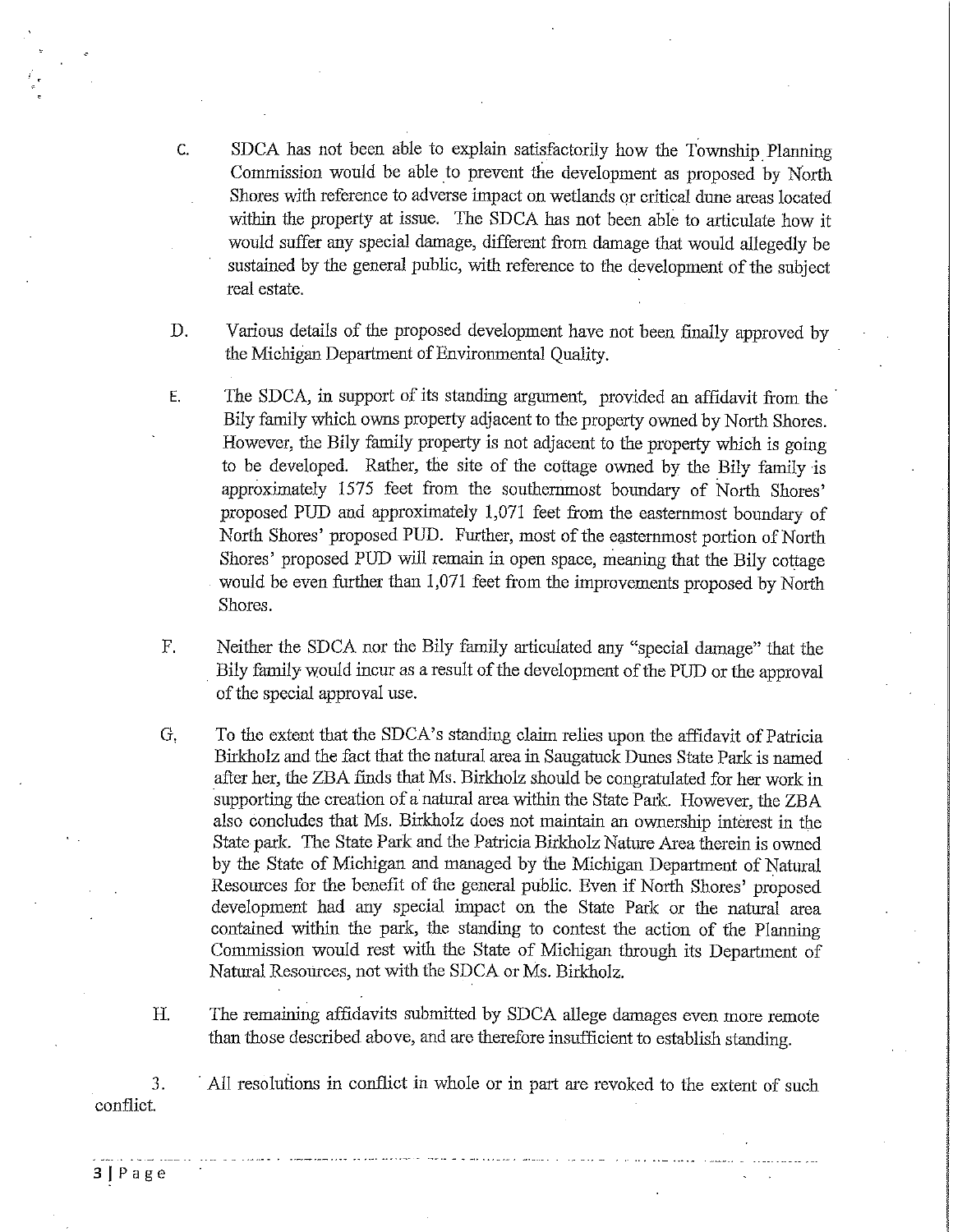C. SDCA has not been able to explain satisfactorily how the Township Planning Commission would be able to prevent the development as proposed by North Shores with reference to adverse impact on wetlands or critical dune areas located within the property at issue. The SDCA has not been able to articulate how it would suffer any special damage, different from damage that would allegedly be sustained by the general public, with reference to the development of the subject real estate.

D. Various details of the proposed development have not been finally approved by the Michigan Department of Environmental Quality.

E. The SDCA, in support of its standing argument, provided an affidavit from the Bily family which owns property adjacent to the property owned by North Shores. However, the Bily family property is not adjacent to the property which is going to be developed. Rather, the site of the cottage owned by the Bily family is approximately 1575 feet from the southernmost boundary of North Shores' proposed PUD and approximately 1,071 feet from the easternmost boundary of North Shores' proposed PUD. Further, most of the easternmost portion of North Shores' proposed PUD will remain in open space, meaning that the Bily cottage would be even further than 1,071 feet from the improvements proposed by North Shores.

F. Neither the SDCA nor the Bily family articulated any "special damage" that the Bily family would incur as a result of the development of the PUD or the approval of the special approval use.

G. To the extent that the SDCA's standing claim relies upon the affidavit of Patricia Birkholz and the fact that the natural area in Saugatuck Dunes State Park is named after her, the ZBA finds that Ms. Birkholz should be congratulated for her work in supporting the creation of a natural area within the State Park. However, the ZBA also concludes that Ms. Birkholz does not maintain an ownership interest in the State park. The State Park and the Patricia Birkholz Nature Area therein is owned by the State of Michigan and managed by the Michigan Department of Natural Resources for the benefit of the general public. Even if North Shores' proposed development had any special impact on the State Park or the natural area contained within the park, the standing to contest the action of the Planning Commission would rest with the State of Michigan through its Department of Natural Resources, not with the SDCA or Ms. Birkholz.

H. The remaining affidavits submitted by SDCA allege damages even more remote than those described above, and are therefore insufficient to establish standing.

3. All resolutions in conflict in whole or in part are revoked to the extent of such conflict.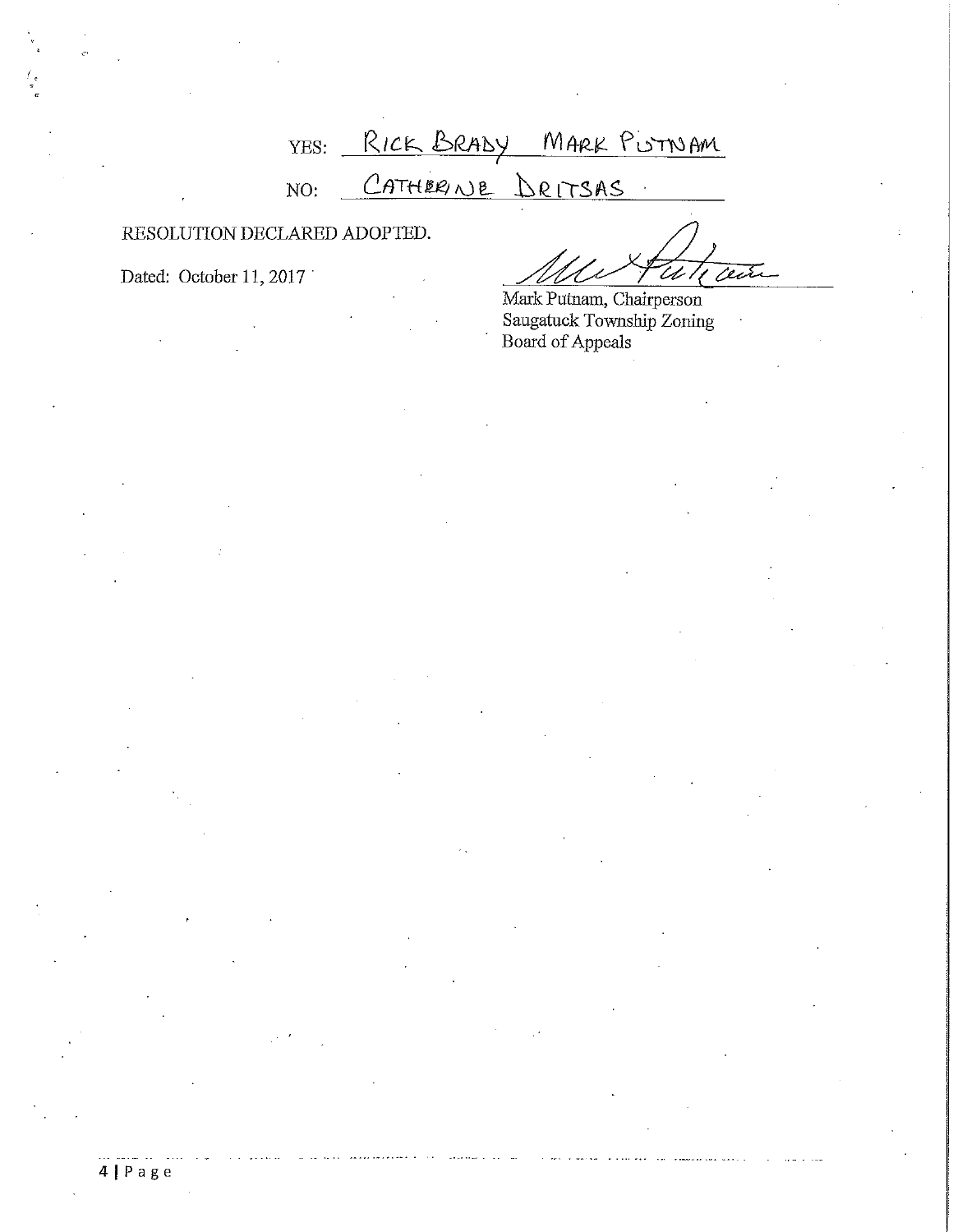YES: RICK BRADY MARK PUTNAM

NO: CATHERINE DRITSAS

RESOLUTION DECLARED ADOPTED.

Dated: October 11, 2017

Mark Putnam, Chairperson
Saugatuck Township Zoning
Board of Appeals